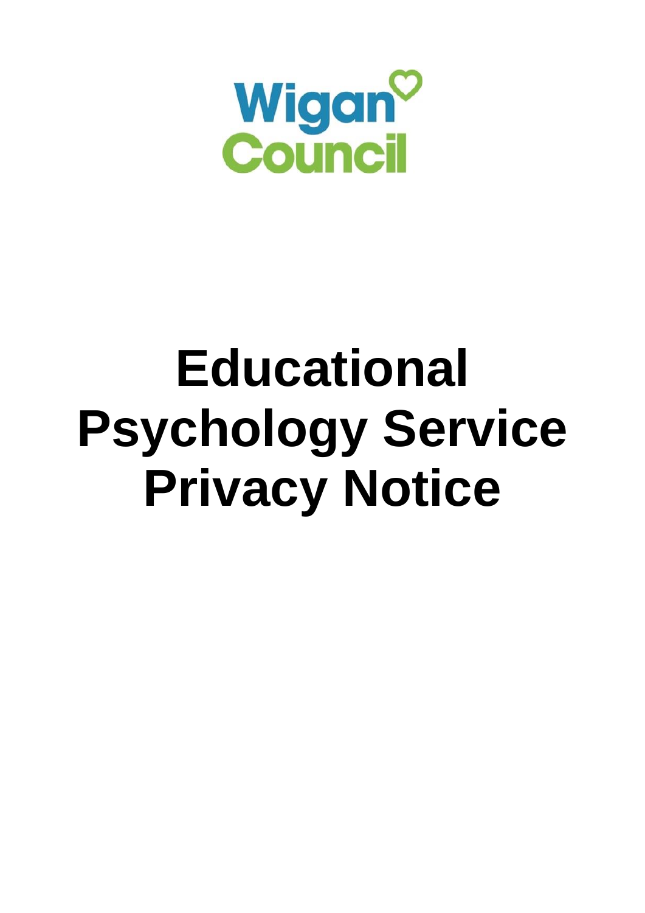Wigan Council

# Educational Psychology Service Privacy Notice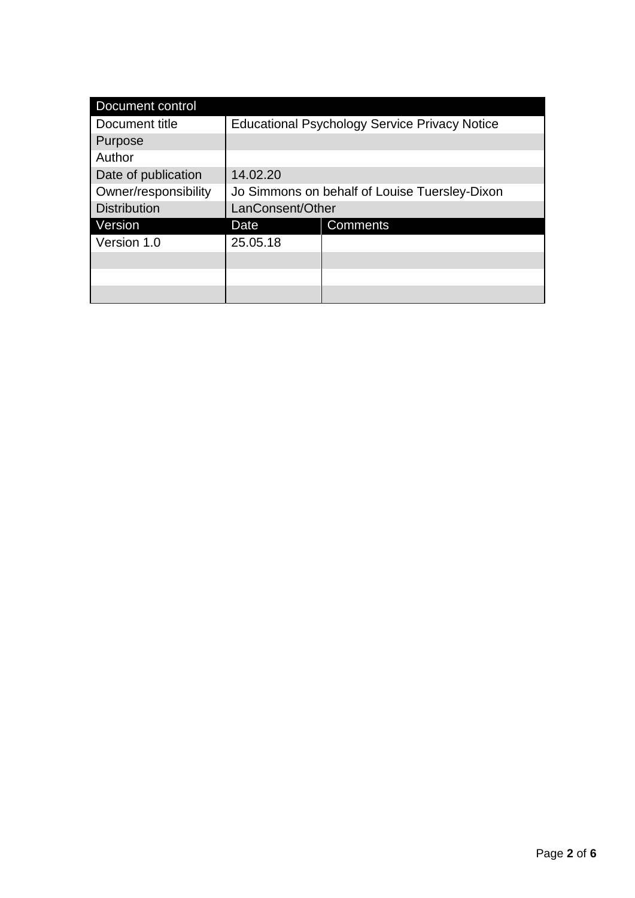| Document control | | |
|---|---|---|
| Document title | Educational Psychology Service Privacy Notice | |
| Purpose | | |
| Author | | |
| Date of publication | 14.02.20 | |
| Owner/responsibility | Jo Simmons on behalf of Louise Tuersley-Dixon | |
| Distribution | LanConsent/Other | |
| **Version** | **Date** | **Comments** |
| Version 1.0 | 25.05.18 | |
| | | |
| | | |
| | | |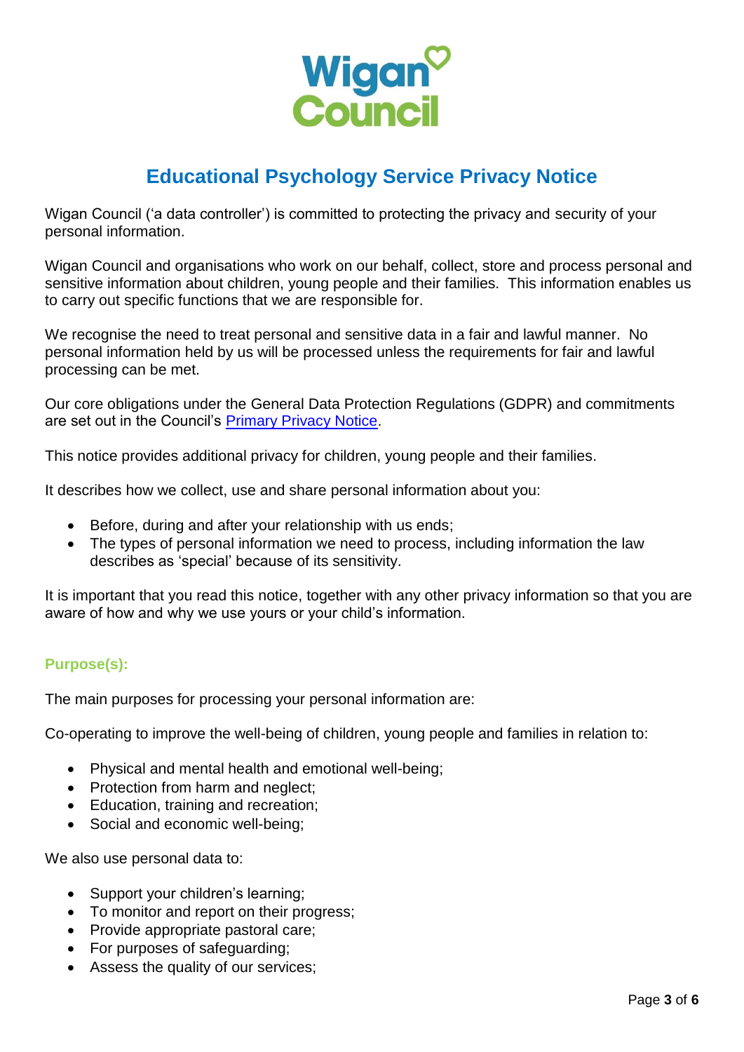# Educational Psychology Service Privacy Notice

Wigan Council ('a data controller') is committed to protecting the privacy and security of your personal information.

Wigan Council and organisations who work on our behalf, collect, store and process personal and sensitive information about children, young people and their families. This information enables us to carry out specific functions that we are responsible for.

We recognise the need to treat personal and sensitive data in a fair and lawful manner. No personal information held by us will be processed unless the requirements for fair and lawful processing can be met.

Our core obligations under the General Data Protection Regulations (GDPR) and commitments are set out in the Council's [Primary Privacy Notice](#).

This notice provides additional privacy for children, young people and their families.

It describes how we collect, use and share personal information about you:

- Before, during and after your relationship with us ends;
- The types of personal information we need to process, including information the law describes as 'special' because of its sensitivity.

It is important that you read this notice, together with any other privacy information so that you are aware of how and why we use yours or your child's information.

## Purpose(s):

The main purposes for processing your personal information are:

Co-operating to improve the well-being of children, young people and families in relation to:

- Physical and mental health and emotional well-being;
- Protection from harm and neglect;
- Education, training and recreation;
- Social and economic well-being;

We also use personal data to:

- Support your children's learning;
- To monitor and report on their progress;
- Provide appropriate pastoral care;
- For purposes of safeguarding;
- Assess the quality of our services;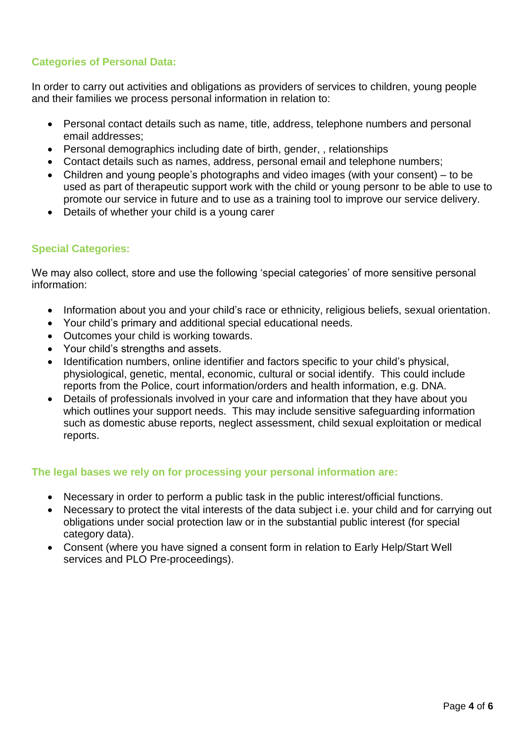### Categories of Personal Data:

In order to carry out activities and obligations as providers of services to children, young people and their families we process personal information in relation to:

- Personal contact details such as name, title, address, telephone numbers and personal email addresses;
- Personal demographics including date of birth, gender, , relationships
- Contact details such as names, address, personal email and telephone numbers;
- Children and young people's photographs and video images (with your consent) – to be used as part of therapeutic support work with the child or young personr to be able to use to promote our service in future and to use as a training tool to improve our service delivery.
- Details of whether your child is a young carer

### Special Categories:

We may also collect, store and use the following 'special categories' of more sensitive personal information:

- Information about you and your child's race or ethnicity, religious beliefs, sexual orientation.
- Your child's primary and additional special educational needs.
- Outcomes your child is working towards.
- Your child's strengths and assets.
- Identification numbers, online identifier and factors specific to your child's physical, physiological, genetic, mental, economic, cultural or social identify. This could include reports from the Police, court information/orders and health information, e.g. DNA.
- Details of professionals involved in your care and information that they have about you which outlines your support needs. This may include sensitive safeguarding information such as domestic abuse reports, neglect assessment, child sexual exploitation or medical reports.

### The legal bases we rely on for processing your personal information are:

- Necessary in order to perform a public task in the public interest/official functions.
- Necessary to protect the vital interests of the data subject i.e. your child and for carrying out obligations under social protection law or in the substantial public interest (for special category data).
- Consent (where you have signed a consent form in relation to Early Help/Start Well services and PLO Pre-proceedings).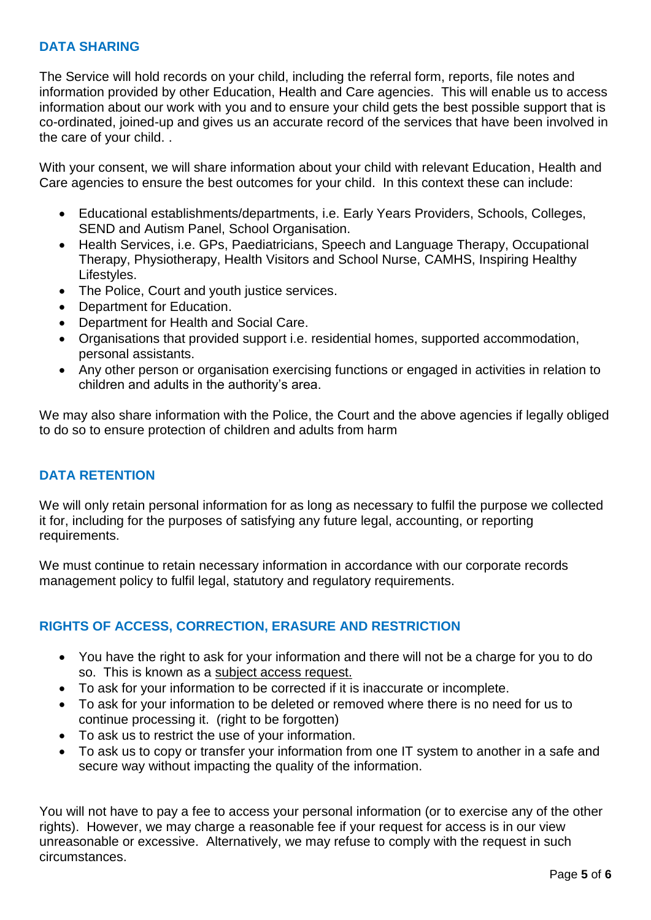## DATA SHARING

The Service will hold records on your child, including the referral form, reports, file notes and information provided by other Education, Health and Care agencies. This will enable us to access information about our work with you and to ensure your child gets the best possible support that is co-ordinated, joined-up and gives us an accurate record of the services that have been involved in the care of your child. .

With your consent, we will share information about your child with relevant Education, Health and Care agencies to ensure the best outcomes for your child. In this context these can include:

- Educational establishments/departments, i.e. Early Years Providers, Schools, Colleges, SEND and Autism Panel, School Organisation.
- Health Services, i.e. GPs, Paediatricians, Speech and Language Therapy, Occupational Therapy, Physiotherapy, Health Visitors and School Nurse, CAMHS, Inspiring Healthy Lifestyles.
- The Police, Court and youth justice services.
- Department for Education.
- Department for Health and Social Care.
- Organisations that provided support i.e. residential homes, supported accommodation, personal assistants.
- Any other person or organisation exercising functions or engaged in activities in relation to children and adults in the authority's area.

We may also share information with the Police, the Court and the above agencies if legally obliged to do so to ensure protection of children and adults from harm

## DATA RETENTION

We will only retain personal information for as long as necessary to fulfil the purpose we collected it for, including for the purposes of satisfying any future legal, accounting, or reporting requirements.

We must continue to retain necessary information in accordance with our corporate records management policy to fulfil legal, statutory and regulatory requirements.

## RIGHTS OF ACCESS, CORRECTION, ERASURE AND RESTRICTION

- You have the right to ask for your information and there will not be a charge for you to do so. This is known as a subject access request.
- To ask for your information to be corrected if it is inaccurate or incomplete.
- To ask for your information to be deleted or removed where there is no need for us to continue processing it. (right to be forgotten)
- To ask us to restrict the use of your information.
- To ask us to copy or transfer your information from one IT system to another in a safe and secure way without impacting the quality of the information.

You will not have to pay a fee to access your personal information (or to exercise any of the other rights). However, we may charge a reasonable fee if your request for access is in our view unreasonable or excessive. Alternatively, we may refuse to comply with the request in such circumstances.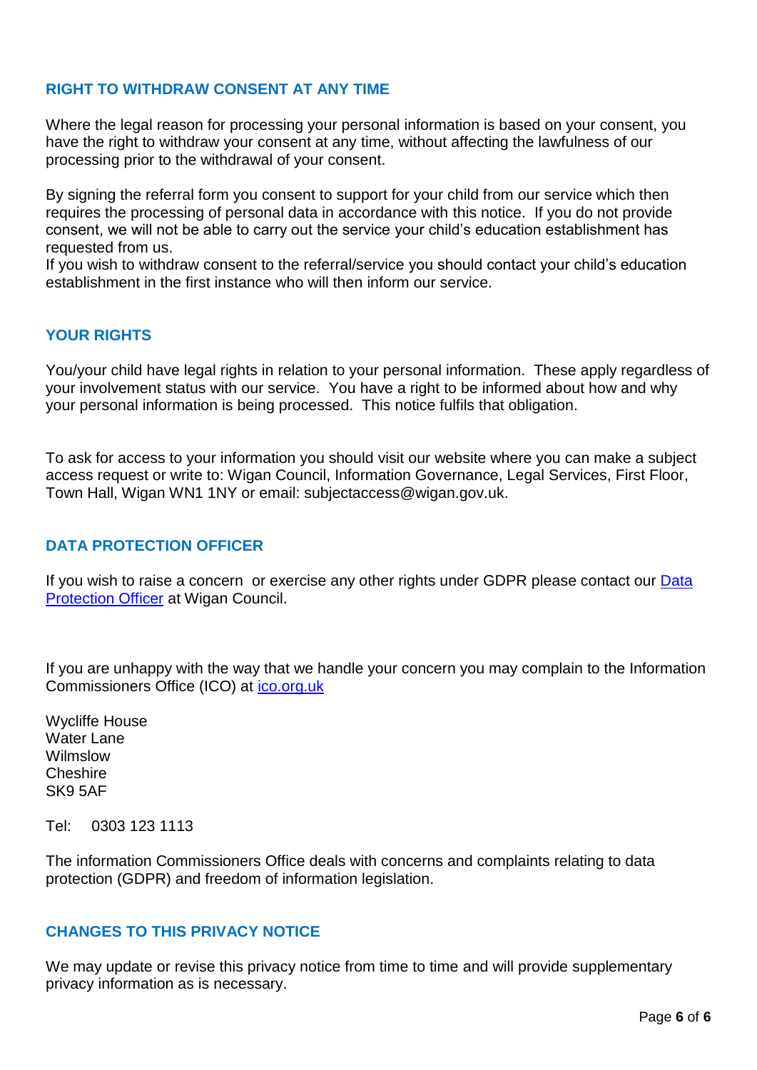## RIGHT TO WITHDRAW CONSENT AT ANY TIME

Where the legal reason for processing your personal information is based on your consent, you have the right to withdraw your consent at any time, without affecting the lawfulness of our processing prior to the withdrawal of your consent.

By signing the referral form you consent to support for your child from our service which then requires the processing of personal data in accordance with this notice. If you do not provide consent, we will not be able to carry out the service your child's education establishment has requested from us.
If you wish to withdraw consent to the referral/service you should contact your child's education establishment in the first instance who will then inform our service.

## YOUR RIGHTS

You/your child have legal rights in relation to your personal information. These apply regardless of your involvement status with our service. You have a right to be informed about how and why your personal information is being processed. This notice fulfils that obligation.

To ask for access to your information you should visit our website where you can make a subject access request or write to: Wigan Council, Information Governance, Legal Services, First Floor, Town Hall, Wigan WN1 1NY or email: subjectaccess@wigan.gov.uk.

## DATA PROTECTION OFFICER

If you wish to raise a concern or exercise any other rights under GDPR please contact our [Data Protection Officer]() at Wigan Council.

If you are unhappy with the way that we handle your concern you may complain to the Information Commissioners Office (ICO) at [ico.org.uk]()

Wycliffe House
Water Lane
Wilmslow
Cheshire
SK9 5AF

Tel: 0303 123 1113

The information Commissioners Office deals with concerns and complaints relating to data protection (GDPR) and freedom of information legislation.

## CHANGES TO THIS PRIVACY NOTICE

We may update or revise this privacy notice from time to time and will provide supplementary privacy information as is necessary.